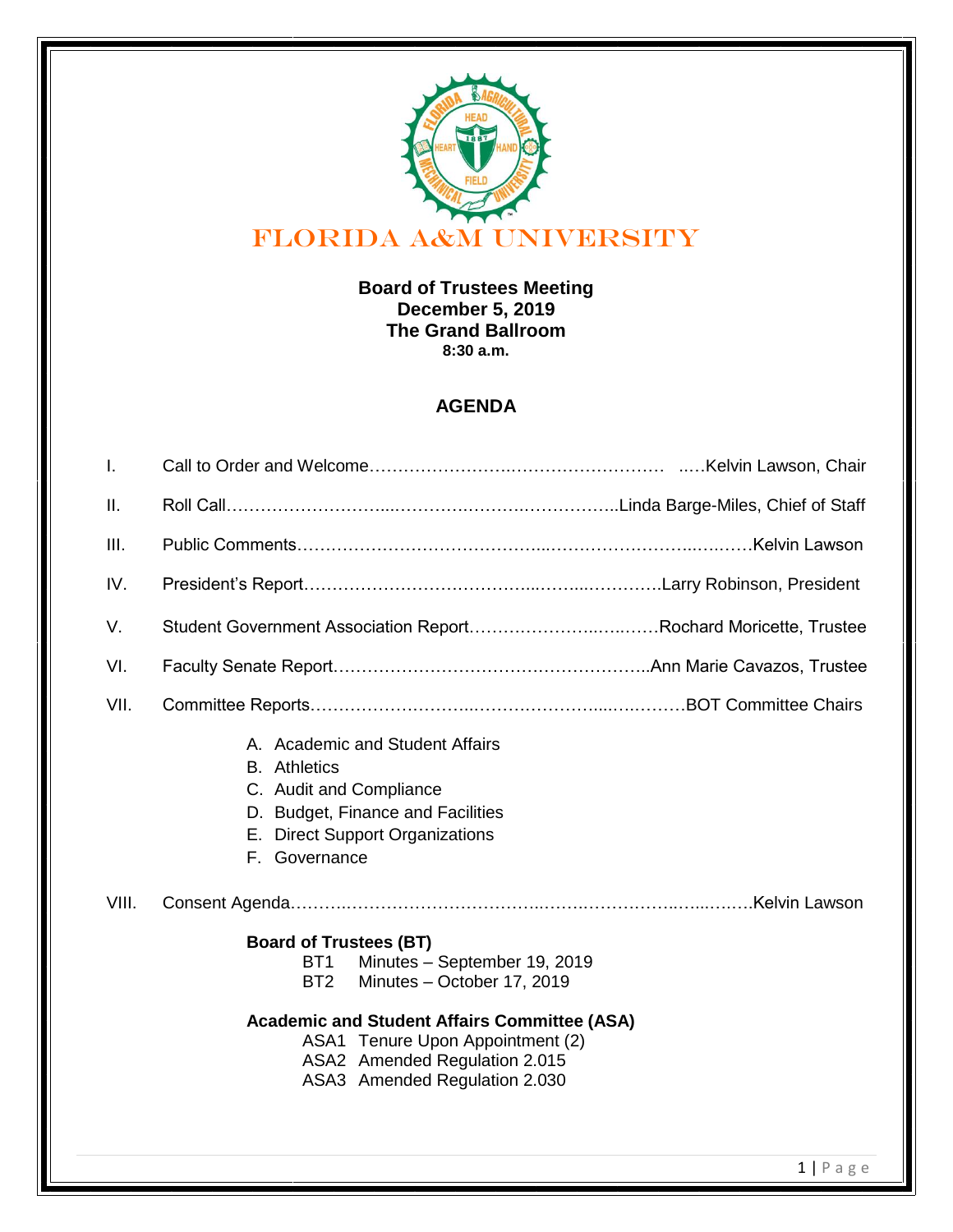# FLORIDA A&M UNIVERSITY

**Board of Trustees Meeting**
**December 5, 2019**
**The Grand Ballroom**
**8:30 a.m.**

## AGENDA

I. Call to Order and Welcome……………………………………………… …..Kelvin Lawson, Chair

II. Roll Call…………………………………………………………………..Linda Barge-Miles, Chief of Staff

III. Public Comments……………………………………………………………………………Kelvin Lawson

IV. President's Report……………………………………………………………Larry Robinson, President

V. Student Government Association Report…………………………………Rochard Moricette, Trustee

VI. Faculty Senate Report………………………………………………..Ann Marie Cavazos, Trustee

VII. Committee Reports………………………………………………………………BOT Committee Chairs

- A. Academic and Student Affairs
- B. Athletics
- C. Audit and Compliance
- D. Budget, Finance and Facilities
- E. Direct Support Organizations
- F. Governance

VIII. Consent Agenda…………………………………………………………………………………Kelvin Lawson

**Board of Trustees (BT)**

- BT1 Minutes – September 19, 2019
- BT2 Minutes – October 17, 2019

**Academic and Student Affairs Committee (ASA)**

- ASA1 Tenure Upon Appointment (2)
- ASA2 Amended Regulation 2.015
- ASA3 Amended Regulation 2.030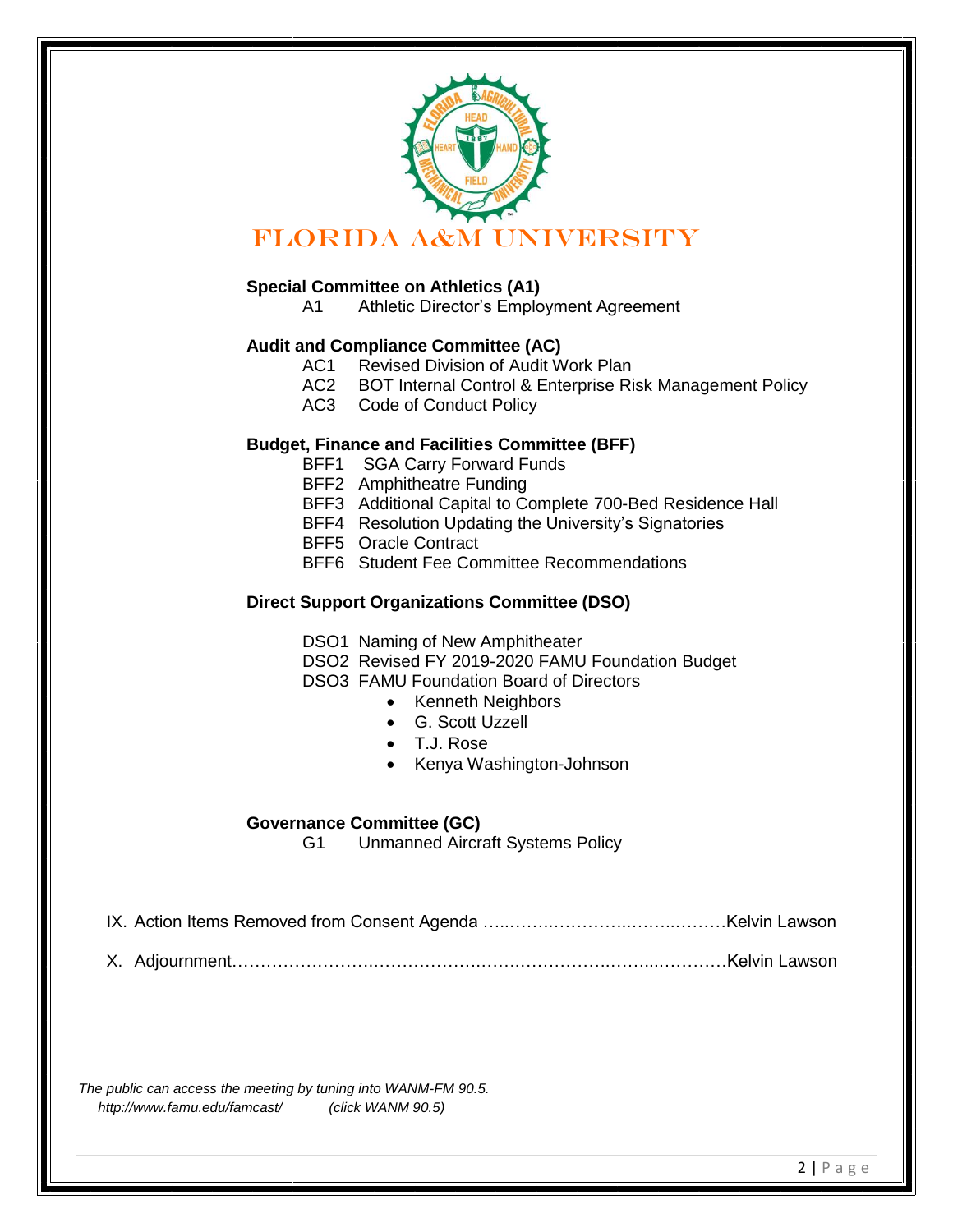# FLORIDA A&M UNIVERSITY

**Special Committee on Athletics (A1)**

A1 Athletic Director's Employment Agreement

**Audit and Compliance Committee (AC)**

AC1 Revised Division of Audit Work Plan
AC2 BOT Internal Control & Enterprise Risk Management Policy
AC3 Code of Conduct Policy

**Budget, Finance and Facilities Committee (BFF)**

BFF1 SGA Carry Forward Funds
BFF2 Amphitheatre Funding
BFF3 Additional Capital to Complete 700-Bed Residence Hall
BFF4 Resolution Updating the University's Signatories
BFF5 Oracle Contract
BFF6 Student Fee Committee Recommendations

**Direct Support Organizations Committee (DSO)**

DSO1 Naming of New Amphitheater
DSO2 Revised FY 2019-2020 FAMU Foundation Budget
DSO3 FAMU Foundation Board of Directors

- Kenneth Neighbors
- G. Scott Uzzell
- T.J. Rose
- Kenya Washington-Johnson

**Governance Committee (GC)**

G1 Unmanned Aircraft Systems Policy

IX. Action Items Removed from Consent Agenda ……………………………………Kelvin Lawson

X. Adjournment……………………………………………………………………………Kelvin Lawson

*The public can access the meeting by tuning into WANM-FM 90.5.*
*http://www.famu.edu/famcast/ (click WANM 90.5)*